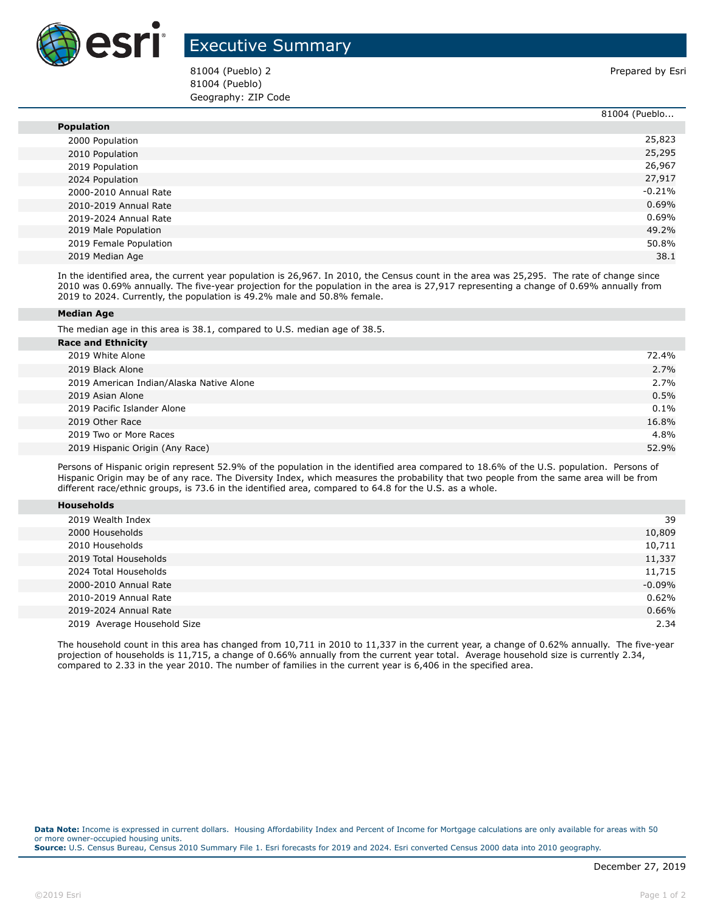# Executive Summary

81004 (Pueblo) 2
81004 (Pueblo)
Geography: ZIP Code

Prepared by Esri

| | 81004 (Pueblo... |
|---|---|
| **Population** | |
| 2000 Population | 25,823 |
| 2010 Population | 25,295 |
| 2019 Population | 26,967 |
| 2024 Population | 27,917 |
| 2000-2010 Annual Rate | -0.21% |
| 2010-2019 Annual Rate | 0.69% |
| 2019-2024 Annual Rate | 0.69% |
| 2019 Male Population | 49.2% |
| 2019 Female Population | 50.8% |
| 2019 Median Age | 38.1 |

In the identified area, the current year population is 26,967. In 2010, the Census count in the area was 25,295. The rate of change since 2010 was 0.69% annually. The five-year projection for the population in the area is 27,917 representing a change of 0.69% annually from 2019 to 2024. Currently, the population is 49.2% male and 50.8% female.

**Median Age**

The median age in this area is 38.1, compared to U.S. median age of 38.5.

| **Race and Ethnicity** | |
|---|---|
| 2019 White Alone | 72.4% |
| 2019 Black Alone | 2.7% |
| 2019 American Indian/Alaska Native Alone | 2.7% |
| 2019 Asian Alone | 0.5% |
| 2019 Pacific Islander Alone | 0.1% |
| 2019 Other Race | 16.8% |
| 2019 Two or More Races | 4.8% |
| 2019 Hispanic Origin (Any Race) | 52.9% |

Persons of Hispanic origin represent 52.9% of the population in the identified area compared to 18.6% of the U.S. population. Persons of Hispanic Origin may be of any race. The Diversity Index, which measures the probability that two people from the same area will be from different race/ethnic groups, is 73.6 in the identified area, compared to 64.8 for the U.S. as a whole.

| **Households** | |
|---|---|
| 2019 Wealth Index | 39 |
| 2000 Households | 10,809 |
| 2010 Households | 10,711 |
| 2019 Total Households | 11,337 |
| 2024 Total Households | 11,715 |
| 2000-2010 Annual Rate | -0.09% |
| 2010-2019 Annual Rate | 0.62% |
| 2019-2024 Annual Rate | 0.66% |
| 2019 Average Household Size | 2.34 |

The household count in this area has changed from 10,711 in 2010 to 11,337 in the current year, a change of 0.62% annually. The five-year projection of households is 11,715, a change of 0.66% annually from the current year total. Average household size is currently 2.34, compared to 2.33 in the year 2010. The number of families in the current year is 6,406 in the specified area.

**Data Note:** Income is expressed in current dollars. Housing Affordability Index and Percent of Income for Mortgage calculations are only available for areas with 50 or more owner-occupied housing units.
**Source:** U.S. Census Bureau, Census 2010 Summary File 1. Esri forecasts for 2019 and 2024. Esri converted Census 2000 data into 2010 geography.

December 27, 2019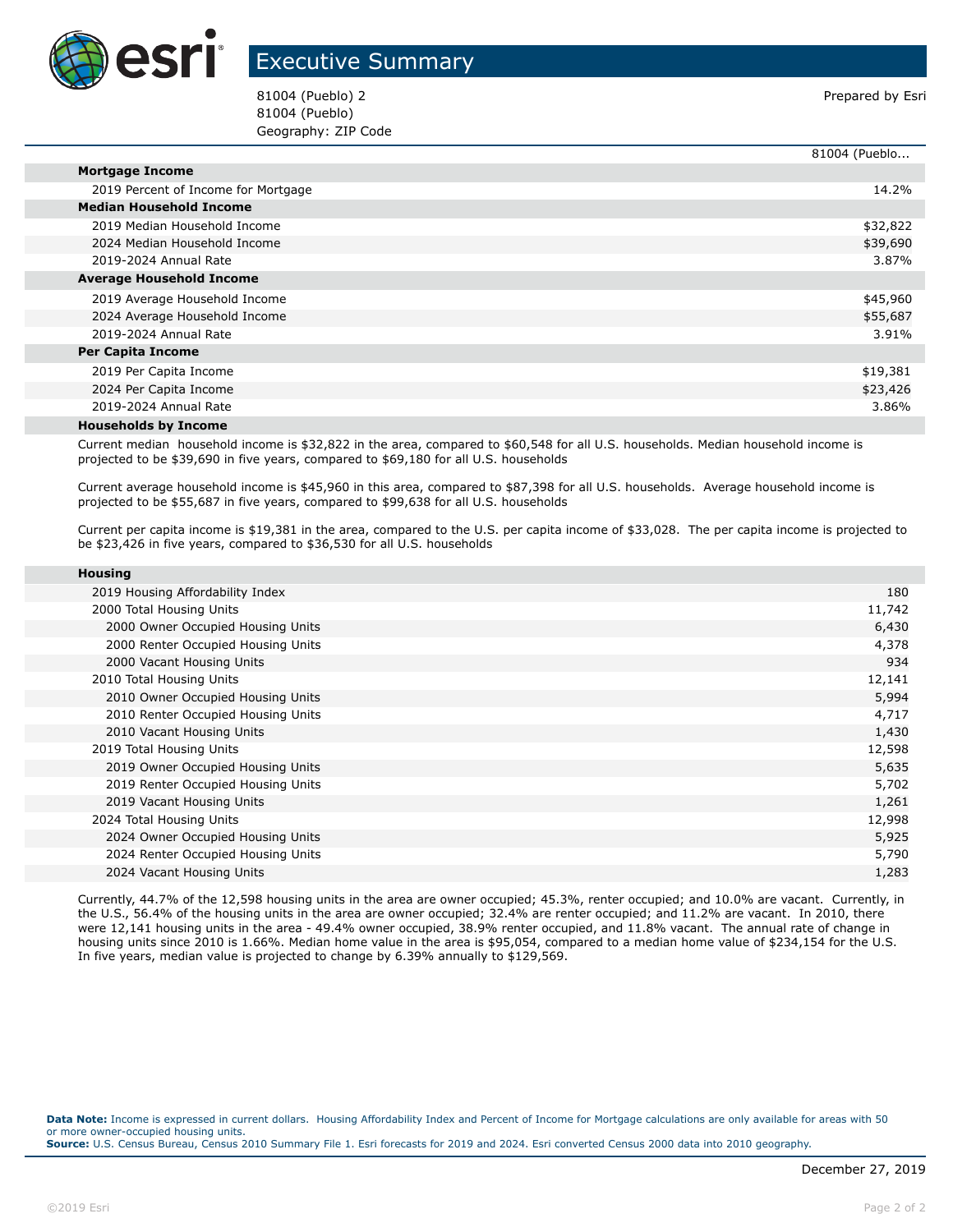# Executive Summary

81004 (Pueblo) 2
81004 (Pueblo)
Geography: ZIP Code

Prepared by Esri

| | 81004 (Pueblo... |
|---|---|
| **Mortgage Income** | |
| 2019 Percent of Income for Mortgage | 14.2% |
| **Median Household Income** | |
| 2019 Median Household Income | $32,822 |
| 2024 Median Household Income | $39,690 |
| 2019-2024 Annual Rate | 3.87% |
| **Average Household Income** | |
| 2019 Average Household Income | $45,960 |
| 2024 Average Household Income | $55,687 |
| 2019-2024 Annual Rate | 3.91% |
| **Per Capita Income** | |
| 2019 Per Capita Income | $19,381 |
| 2024 Per Capita Income | $23,426 |
| 2019-2024 Annual Rate | 3.86% |
| **Households by Income** | |

Current median household income is $32,822 in the area, compared to $60,548 for all U.S. households. Median household income is projected to be $39,690 in five years, compared to $69,180 for all U.S. households

Current average household income is $45,960 in this area, compared to $87,398 for all U.S. households. Average household income is projected to be $55,687 in five years, compared to $99,638 for all U.S. households

Current per capita income is $19,381 in the area, compared to the U.S. per capita income of $33,028. The per capita income is projected to be $23,426 in five years, compared to $36,530 for all U.S. households

| | |
|---|---|
| **Housing** | |
| 2019 Housing Affordability Index | 180 |
| 2000 Total Housing Units | 11,742 |
| 2000 Owner Occupied Housing Units | 6,430 |
| 2000 Renter Occupied Housing Units | 4,378 |
| 2000 Vacant Housing Units | 934 |
| 2010 Total Housing Units | 12,141 |
| 2010 Owner Occupied Housing Units | 5,994 |
| 2010 Renter Occupied Housing Units | 4,717 |
| 2010 Vacant Housing Units | 1,430 |
| 2019 Total Housing Units | 12,598 |
| 2019 Owner Occupied Housing Units | 5,635 |
| 2019 Renter Occupied Housing Units | 5,702 |
| 2019 Vacant Housing Units | 1,261 |
| 2024 Total Housing Units | 12,998 |
| 2024 Owner Occupied Housing Units | 5,925 |
| 2024 Renter Occupied Housing Units | 5,790 |
| 2024 Vacant Housing Units | 1,283 |

Currently, 44.7% of the 12,598 housing units in the area are owner occupied; 45.3%, renter occupied; and 10.0% are vacant. Currently, in the U.S., 56.4% of the housing units in the area are owner occupied; 32.4% are renter occupied; and 11.2% are vacant. In 2010, there were 12,141 housing units in the area - 49.4% owner occupied, 38.9% renter occupied, and 11.8% vacant. The annual rate of change in housing units since 2010 is 1.66%. Median home value in the area is $95,054, compared to a median home value of $234,154 for the U.S. In five years, median value is projected to change by 6.39% annually to $129,569.

**Data Note:** Income is expressed in current dollars. Housing Affordability Index and Percent of Income for Mortgage calculations are only available for areas with 50 or more owner-occupied housing units.
**Source:** U.S. Census Bureau, Census 2010 Summary File 1. Esri forecasts for 2019 and 2024. Esri converted Census 2000 data into 2010 geography.

December 27, 2019

©2019 Esri